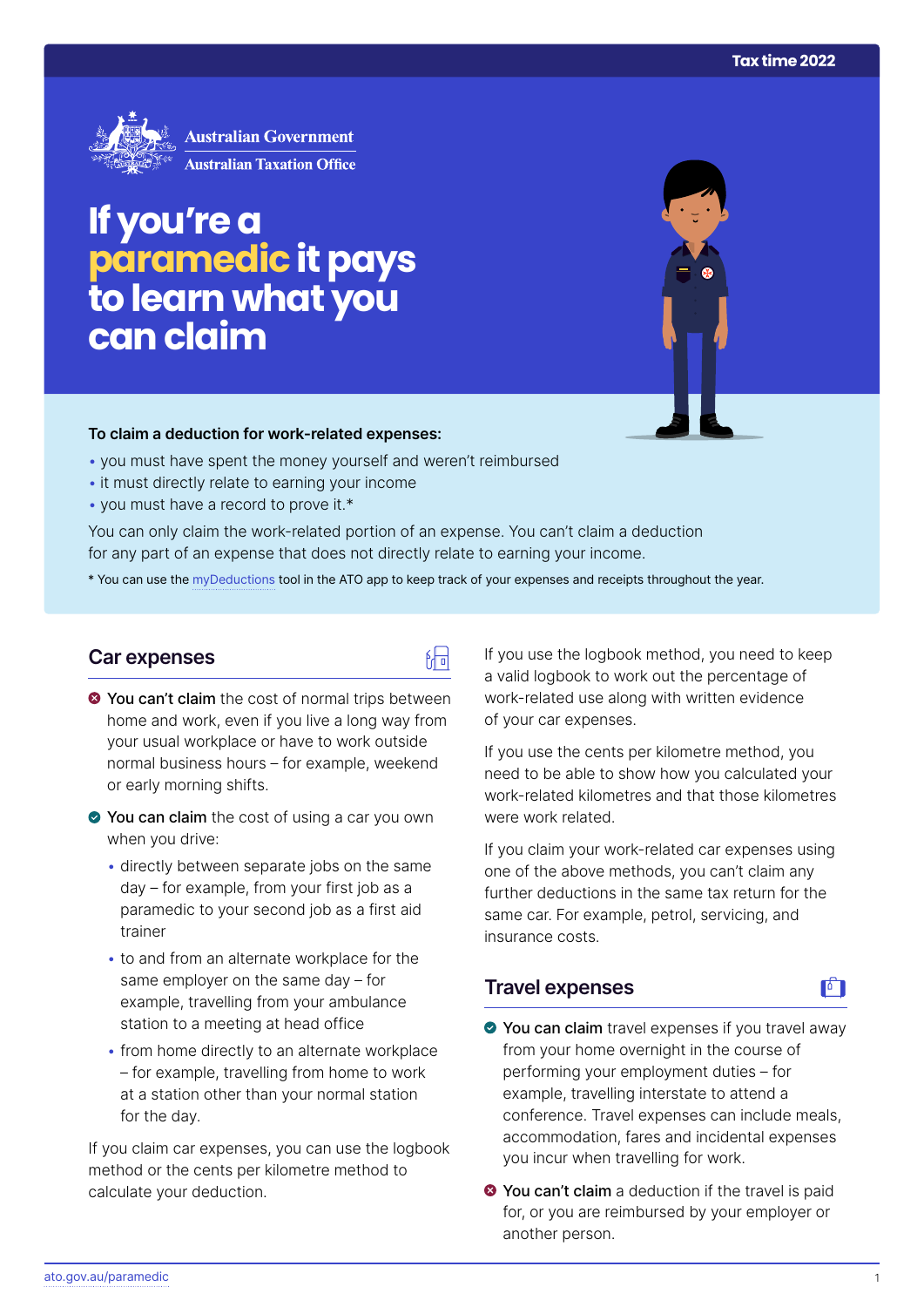Tax time 2022

Australian Government
Australian Taxation Office

# If you're a paramedic it pays to learn what you can claim

**To claim a deduction for work-related expenses:**

- you must have spent the money yourself and weren't reimbursed
- it must directly relate to earning your income
- you must have a record to prove it.*

You can only claim the work-related portion of an expense. You can't claim a deduction for any part of an expense that does not directly relate to earning your income.

* You can use the myDeductions tool in the ATO app to keep track of your expenses and receipts throughout the year.

## Car expenses

- **You can't claim** the cost of normal trips between home and work, even if you live a long way from your usual workplace or have to work outside normal business hours – for example, weekend or early morning shifts.
- **You can claim** the cost of using a car you own when you drive:
  - directly between separate jobs on the same day – for example, from your first job as a paramedic to your second job as a first aid trainer
  - to and from an alternate workplace for the same employer on the same day – for example, travelling from your ambulance station to a meeting at head office
  - from home directly to an alternate workplace – for example, travelling from home to work at a station other than your normal station for the day.

If you claim car expenses, you can use the logbook method or the cents per kilometre method to calculate your deduction.

If you use the logbook method, you need to keep a valid logbook to work out the percentage of work-related use along with written evidence of your car expenses.

If you use the cents per kilometre method, you need to be able to show how you calculated your work-related kilometres and that those kilometres were work related.

If you claim your work-related car expenses using one of the above methods, you can't claim any further deductions in the same tax return for the same car. For example, petrol, servicing, and insurance costs.

## Travel expenses

- **You can claim** travel expenses if you travel away from your home overnight in the course of performing your employment duties – for example, travelling interstate to attend a conference. Travel expenses can include meals, accommodation, fares and incidental expenses you incur when travelling for work.
- **You can't claim** a deduction if the travel is paid for, or you are reimbursed by your employer or another person.

ato.gov.au/paramedic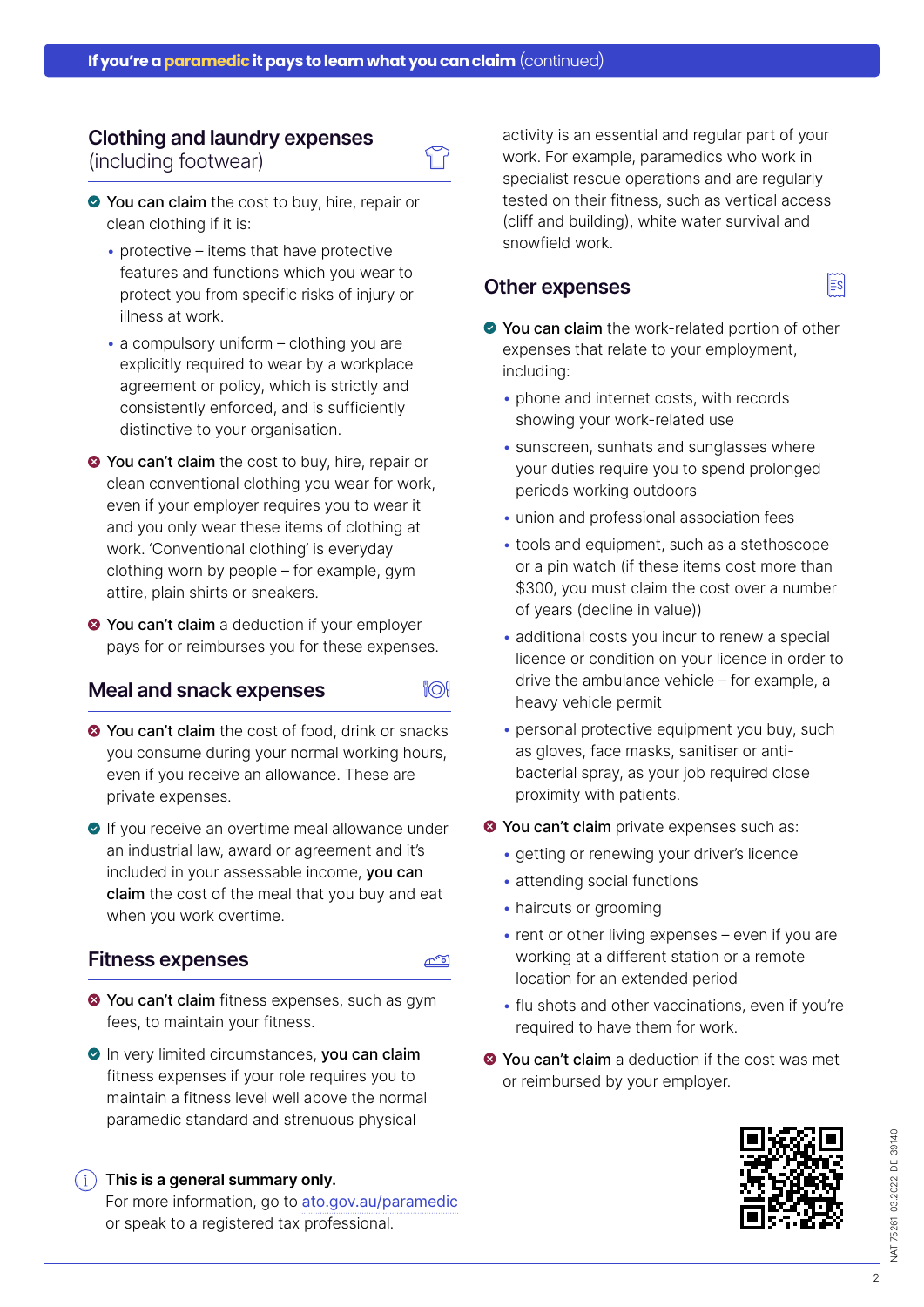## Clothing and laundry expenses (including footwear)

- **You can claim** the cost to buy, hire, repair or clean clothing if it is:
  - protective – items that have protective features and functions which you wear to protect you from specific risks of injury or illness at work.
  - a compulsory uniform – clothing you are explicitly required to wear by a workplace agreement or policy, which is strictly and consistently enforced, and is sufficiently distinctive to your organisation.
- **You can't claim** the cost to buy, hire, repair or clean conventional clothing you wear for work, even if your employer requires you to wear it and you only wear these items of clothing at work. 'Conventional clothing' is everyday clothing worn by people – for example, gym attire, plain shirts or sneakers.
- **You can't claim** a deduction if your employer pays for or reimburses you for these expenses.

## Meal and snack expenses

- **You can't claim** the cost of food, drink or snacks you consume during your normal working hours, even if you receive an allowance. These are private expenses.
- If you receive an overtime meal allowance under an industrial law, award or agreement and it's included in your assessable income, **you can claim** the cost of the meal that you buy and eat when you work overtime.

## Fitness expenses

- **You can't claim** fitness expenses, such as gym fees, to maintain your fitness.
- In very limited circumstances, **you can claim** fitness expenses if your role requires you to maintain a fitness level well above the normal paramedic standard and strenuous physical activity is an essential and regular part of your work. For example, paramedics who work in specialist rescue operations and are regularly tested on their fitness, such as vertical access (cliff and building), white water survival and snowfield work.

## Other expenses

- **You can claim** the work-related portion of other expenses that relate to your employment, including:
  - phone and internet costs, with records showing your work-related use
  - sunscreen, sunhats and sunglasses where your duties require you to spend prolonged periods working outdoors
  - union and professional association fees
  - tools and equipment, such as a stethoscope or a pin watch (if these items cost more than $300, you must claim the cost over a number of years (decline in value))
  - additional costs you incur to renew a special licence or condition on your licence in order to drive the ambulance vehicle – for example, a heavy vehicle permit
  - personal protective equipment you buy, such as gloves, face masks, sanitiser or anti-bacterial spray, as your job required close proximity with patients.
- **You can't claim** private expenses such as:
  - getting or renewing your driver's licence
  - attending social functions
  - haircuts or grooming
  - rent or other living expenses – even if you are working at a different station or a remote location for an extended period
  - flu shots and other vaccinations, even if you're required to have them for work.
- **You can't claim** a deduction if the cost was met or reimbursed by your employer.

**This is a general summary only.**
For more information, go to ato.gov.au/paramedic or speak to a registered tax professional.

NAT 75261-03.2022 DE-39140